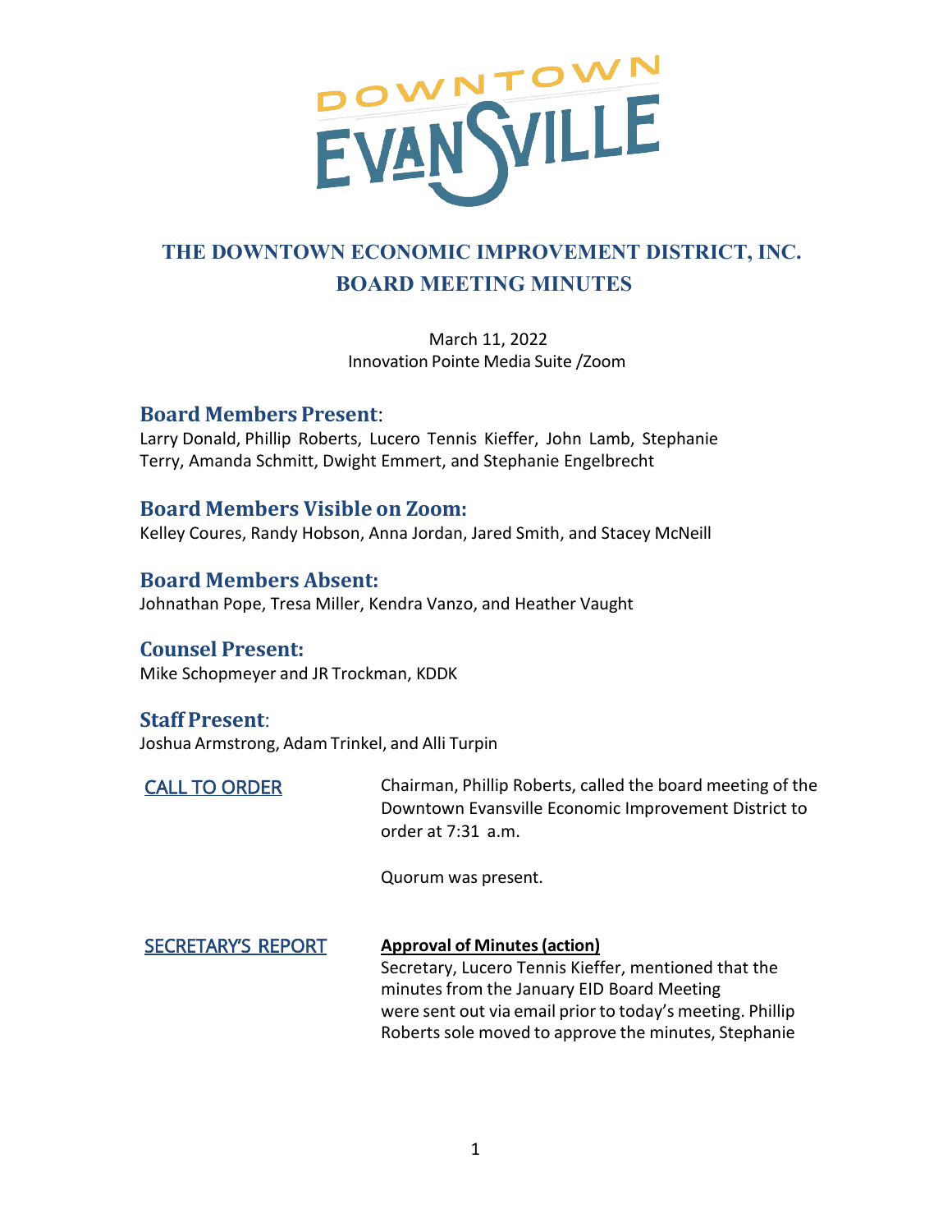# THE DOWNTOWN ECONOMIC IMPROVEMENT DISTRICT, INC.
## BOARD MEETING MINUTES

March 11, 2022
Innovation Pointe Media Suite /Zoom

### Board Members Present:
Larry Donald, Phillip Roberts, Lucero Tennis Kieffer, John Lamb, Stephanie Terry, Amanda Schmitt, Dwight Emmert, and Stephanie Engelbrecht

### Board Members Visible on Zoom:
Kelley Coures, Randy Hobson, Anna Jordan, Jared Smith, and Stacey McNeill

### Board Members Absent:
Johnathan Pope, Tresa Miller, Kendra Vanzo, and Heather Vaught

### Counsel Present:
Mike Schopmeyer and JR Trockman, KDDK

### Staff Present:
Joshua Armstrong, Adam Trinkel, and Alli Turpin

**CALL TO ORDER**

Chairman, Phillip Roberts, called the board meeting of the Downtown Evansville Economic Improvement District to order at 7:31 a.m.

Quorum was present.

**SECRETARY'S REPORT**

**Approval of Minutes (action)**
Secretary, Lucero Tennis Kieffer, mentioned that the minutes from the January EID Board Meeting were sent out via email prior to today's meeting. Phillip Roberts sole moved to approve the minutes, Stephanie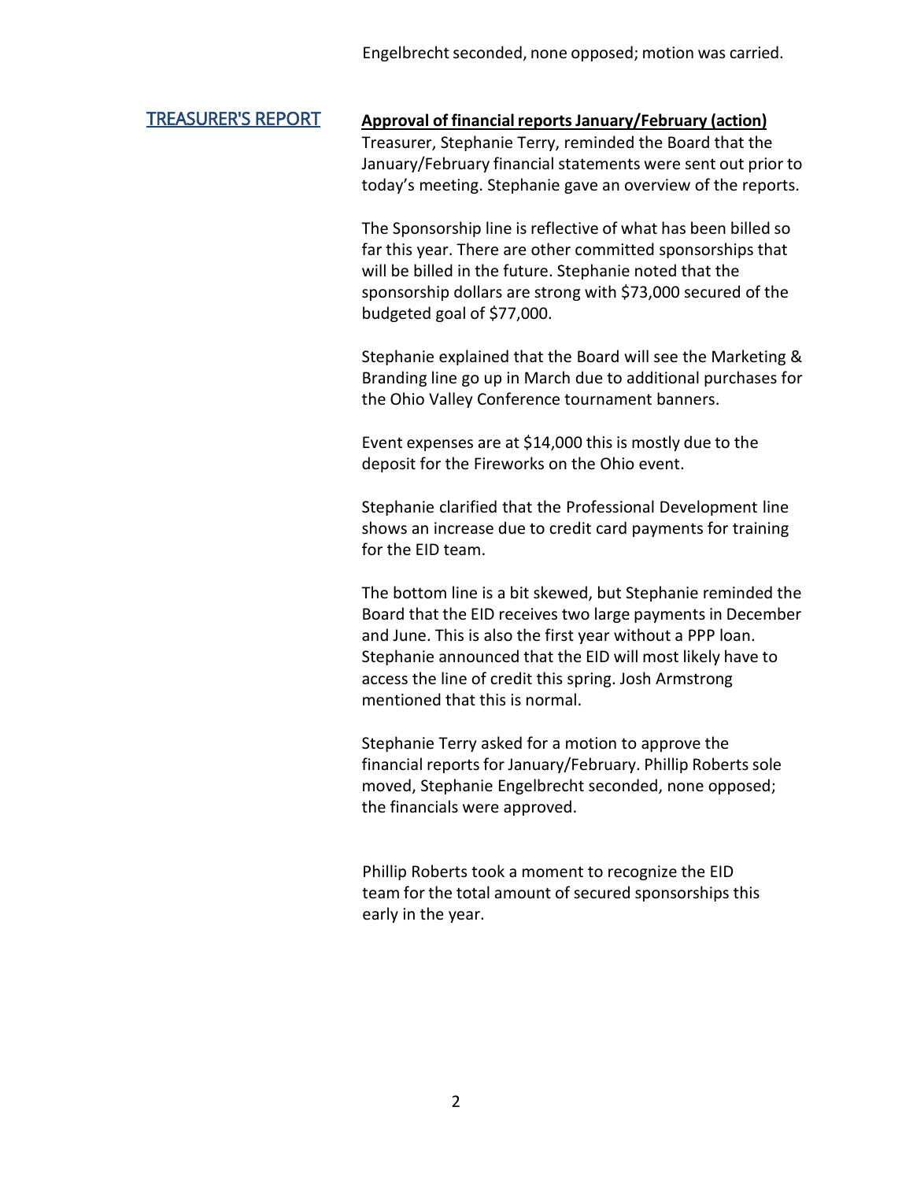Engelbrecht seconded, none opposed; motion was carried.

## TREASURER'S REPORT

**Approval of financial reports January/February (action)**

Treasurer, Stephanie Terry, reminded the Board that the January/February financial statements were sent out prior to today's meeting. Stephanie gave an overview of the reports.

The Sponsorship line is reflective of what has been billed so far this year. There are other committed sponsorships that will be billed in the future. Stephanie noted that the sponsorship dollars are strong with $73,000 secured of the budgeted goal of $77,000.

Stephanie explained that the Board will see the Marketing & Branding line go up in March due to additional purchases for the Ohio Valley Conference tournament banners.

Event expenses are at $14,000 this is mostly due to the deposit for the Fireworks on the Ohio event.

Stephanie clarified that the Professional Development line shows an increase due to credit card payments for training for the EID team.

The bottom line is a bit skewed, but Stephanie reminded the Board that the EID receives two large payments in December and June. This is also the first year without a PPP loan. Stephanie announced that the EID will most likely have to access the line of credit this spring. Josh Armstrong mentioned that this is normal.

Stephanie Terry asked for a motion to approve the financial reports for January/February. Phillip Roberts sole moved, Stephanie Engelbrecht seconded, none opposed; the financials were approved.

Phillip Roberts took a moment to recognize the EID team for the total amount of secured sponsorships this early in the year.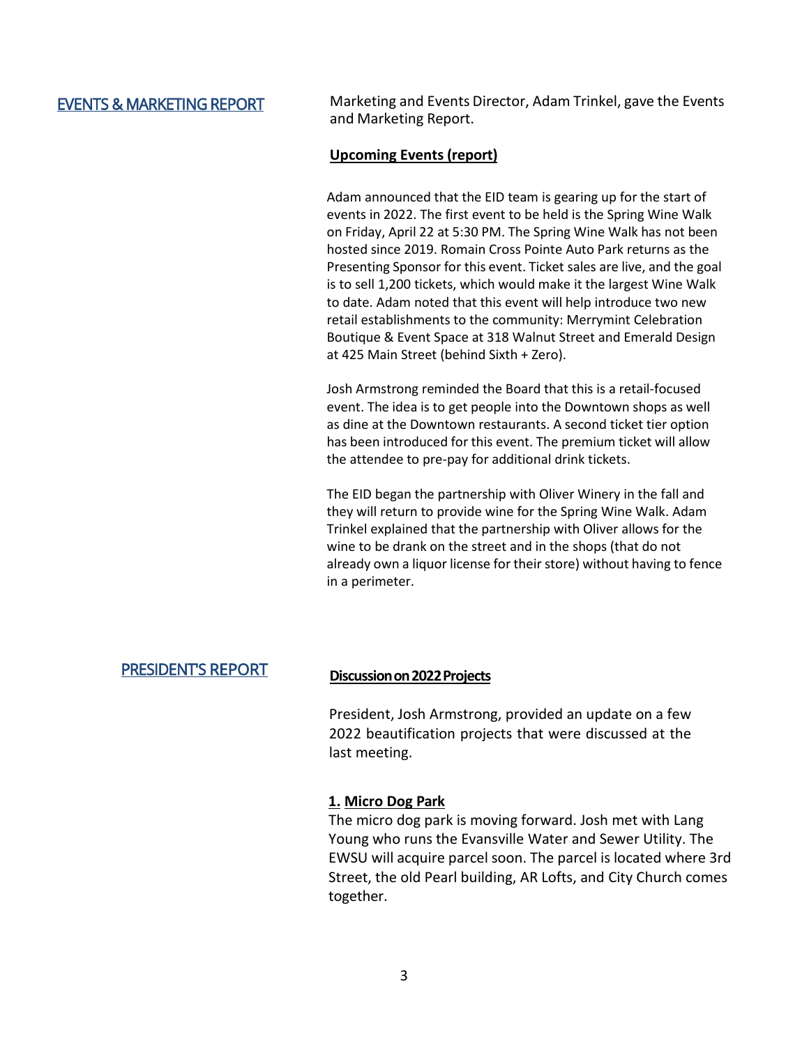## EVENTS & MARKETING REPORT

Marketing and Events Director, Adam Trinkel, gave the Events and Marketing Report.

**Upcoming Events (report)**

Adam announced that the EID team is gearing up for the start of events in 2022. The first event to be held is the Spring Wine Walk on Friday, April 22 at 5:30 PM. The Spring Wine Walk has not been hosted since 2019. Romain Cross Pointe Auto Park returns as the Presenting Sponsor for this event. Ticket sales are live, and the goal is to sell 1,200 tickets, which would make it the largest Wine Walk to date. Adam noted that this event will help introduce two new retail establishments to the community: Merrymint Celebration Boutique & Event Space at 318 Walnut Street and Emerald Design at 425 Main Street (behind Sixth + Zero).

Josh Armstrong reminded the Board that this is a retail-focused event. The idea is to get people into the Downtown shops as well as dine at the Downtown restaurants. A second ticket tier option has been introduced for this event. The premium ticket will allow the attendee to pre-pay for additional drink tickets.

The EID began the partnership with Oliver Winery in the fall and they will return to provide wine for the Spring Wine Walk. Adam Trinkel explained that the partnership with Oliver allows for the wine to be drank on the street and in the shops (that do not already own a liquor license for their store) without having to fence in a perimeter.

## PRESIDENT'S REPORT

**Discussion on 2022 Projects**

President, Josh Armstrong, provided an update on a few 2022 beautification projects that were discussed at the last meeting.

**1. Micro Dog Park**

The micro dog park is moving forward. Josh met with Lang Young who runs the Evansville Water and Sewer Utility. The EWSU will acquire parcel soon. The parcel is located where 3rd Street, the old Pearl building, AR Lofts, and City Church comes together.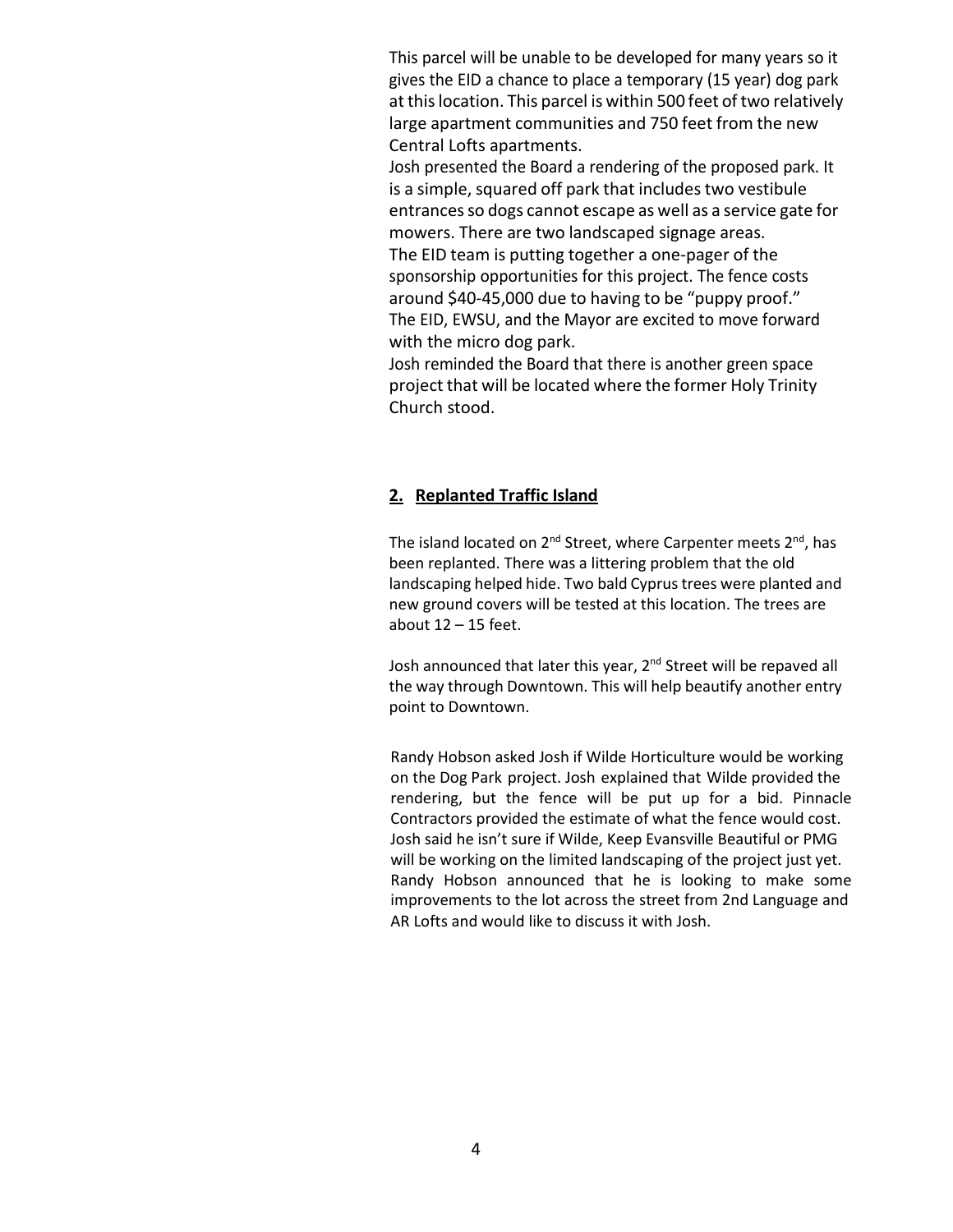This parcel will be unable to be developed for many years so it gives the EID a chance to place a temporary (15 year) dog park at this location. This parcel is within 500 feet of two relatively large apartment communities and 750 feet from the new Central Lofts apartments.

Josh presented the Board a rendering of the proposed park. It is a simple, squared off park that includes two vestibule entrances so dogs cannot escape as well as a service gate for mowers. There are two landscaped signage areas.

The EID team is putting together a one-pager of the sponsorship opportunities for this project. The fence costs around $40-45,000 due to having to be "puppy proof."

The EID, EWSU, and the Mayor are excited to move forward with the micro dog park.

Josh reminded the Board that there is another green space project that will be located where the former Holy Trinity Church stood.

## 2. Replanted Traffic Island

The island located on 2nd Street, where Carpenter meets 2nd, has been replanted. There was a littering problem that the old landscaping helped hide. Two bald Cyprus trees were planted and new ground covers will be tested at this location. The trees are about 12 – 15 feet.

Josh announced that later this year, 2nd Street will be repaved all the way through Downtown. This will help beautify another entry point to Downtown.

Randy Hobson asked Josh if Wilde Horticulture would be working on the Dog Park project. Josh explained that Wilde provided the rendering, but the fence will be put up for a bid. Pinnacle Contractors provided the estimate of what the fence would cost. Josh said he isn't sure if Wilde, Keep Evansville Beautiful or PMG will be working on the limited landscaping of the project just yet. Randy Hobson announced that he is looking to make some improvements to the lot across the street from 2nd Language and AR Lofts and would like to discuss it with Josh.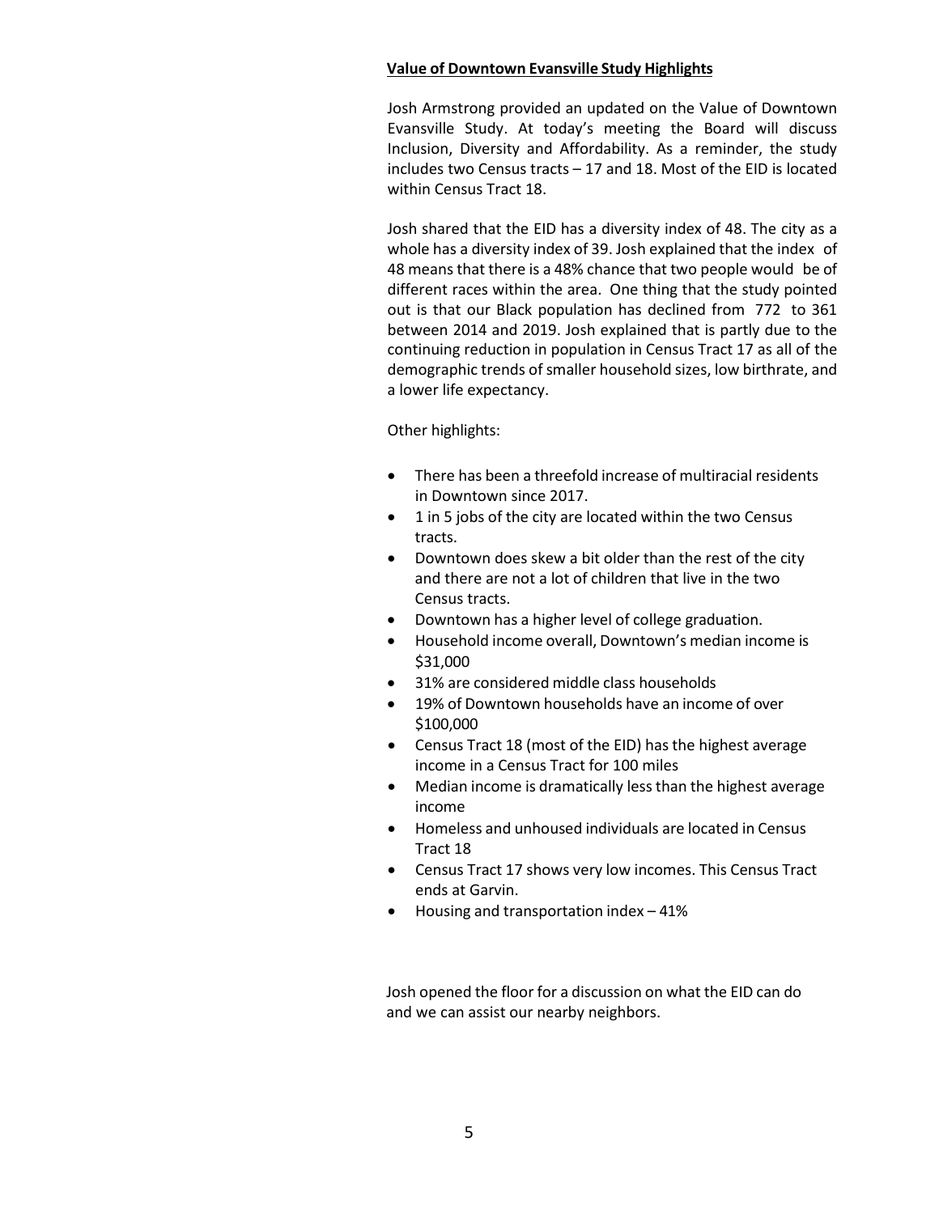**Value of Downtown Evansville Study Highlights**

Josh Armstrong provided an updated on the Value of Downtown Evansville Study. At today's meeting the Board will discuss Inclusion, Diversity and Affordability. As a reminder, the study includes two Census tracts – 17 and 18. Most of the EID is located within Census Tract 18.

Josh shared that the EID has a diversity index of 48. The city as a whole has a diversity index of 39. Josh explained that the index of 48 means that there is a 48% chance that two people would be of different races within the area. One thing that the study pointed out is that our Black population has declined from 772 to 361 between 2014 and 2019. Josh explained that is partly due to the continuing reduction in population in Census Tract 17 as all of the demographic trends of smaller household sizes, low birthrate, and a lower life expectancy.

Other highlights:

- There has been a threefold increase of multiracial residents in Downtown since 2017.
- 1 in 5 jobs of the city are located within the two Census tracts.
- Downtown does skew a bit older than the rest of the city and there are not a lot of children that live in the two Census tracts.
- Downtown has a higher level of college graduation.
- Household income overall, Downtown's median income is $31,000
- 31% are considered middle class households
- 19% of Downtown households have an income of over $100,000
- Census Tract 18 (most of the EID) has the highest average income in a Census Tract for 100 miles
- Median income is dramatically less than the highest average income
- Homeless and unhoused individuals are located in Census Tract 18
- Census Tract 17 shows very low incomes. This Census Tract ends at Garvin.
- Housing and transportation index – 41%

Josh opened the floor for a discussion on what the EID can do and we can assist our nearby neighbors.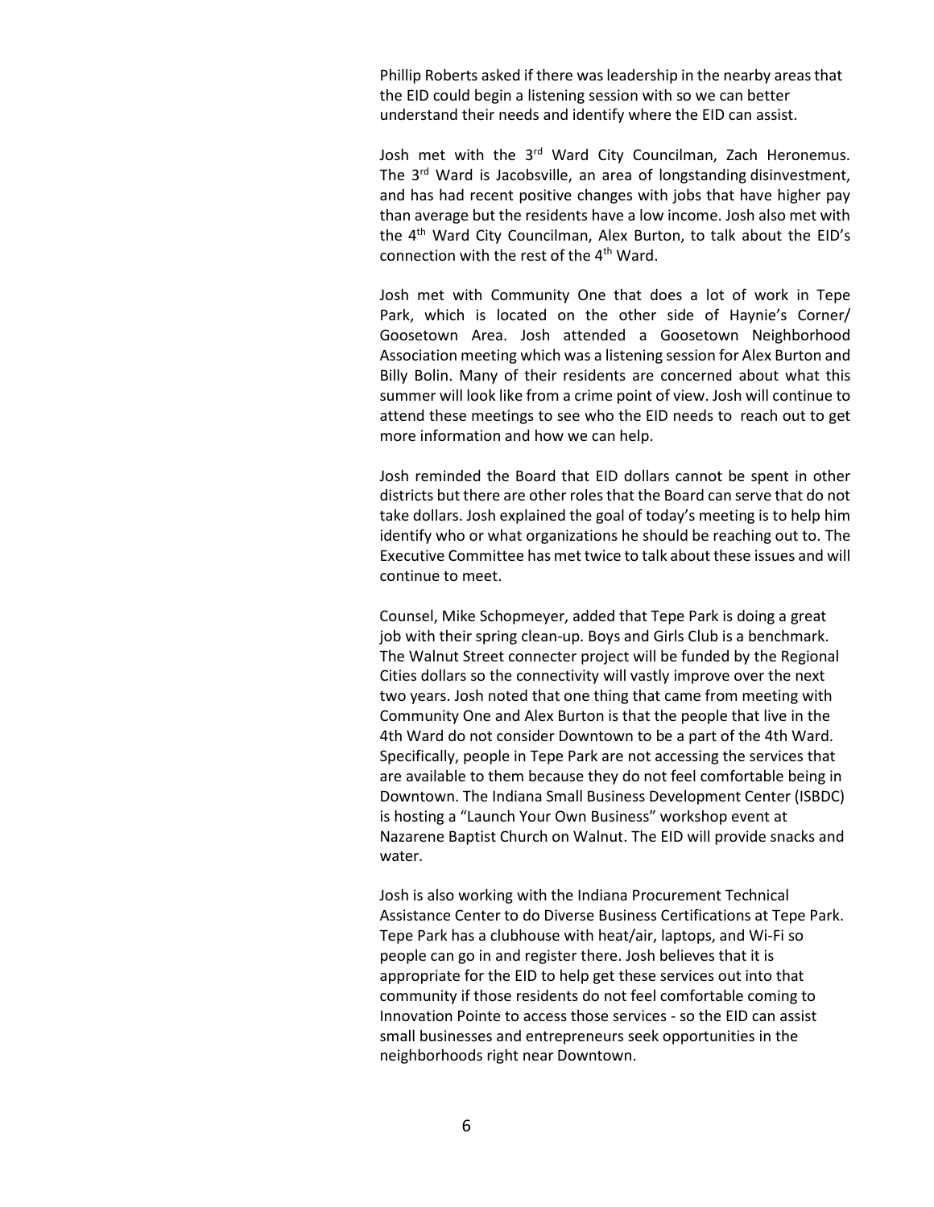Phillip Roberts asked if there was leadership in the nearby areas that the EID could begin a listening session with so we can better understand their needs and identify where the EID can assist.

Josh met with the 3rd Ward City Councilman, Zach Heronemus. The 3rd Ward is Jacobsville, an area of longstanding disinvestment, and has had recent positive changes with jobs that have higher pay than average but the residents have a low income. Josh also met with the 4th Ward City Councilman, Alex Burton, to talk about the EID's connection with the rest of the 4th Ward.

Josh met with Community One that does a lot of work in Tepe Park, which is located on the other side of Haynie's Corner/ Goosetown Area. Josh attended a Goosetown Neighborhood Association meeting which was a listening session for Alex Burton and Billy Bolin. Many of their residents are concerned about what this summer will look like from a crime point of view. Josh will continue to attend these meetings to see who the EID needs to reach out to get more information and how we can help.

Josh reminded the Board that EID dollars cannot be spent in other districts but there are other roles that the Board can serve that do not take dollars. Josh explained the goal of today's meeting is to help him identify who or what organizations he should be reaching out to. The Executive Committee has met twice to talk about these issues and will continue to meet.

Counsel, Mike Schopmeyer, added that Tepe Park is doing a great job with their spring clean-up. Boys and Girls Club is a benchmark. The Walnut Street connecter project will be funded by the Regional Cities dollars so the connectivity will vastly improve over the next two years. Josh noted that one thing that came from meeting with Community One and Alex Burton is that the people that live in the 4th Ward do not consider Downtown to be a part of the 4th Ward. Specifically, people in Tepe Park are not accessing the services that are available to them because they do not feel comfortable being in Downtown. The Indiana Small Business Development Center (ISBDC) is hosting a "Launch Your Own Business" workshop event at Nazarene Baptist Church on Walnut. The EID will provide snacks and water.

Josh is also working with the Indiana Procurement Technical Assistance Center to do Diverse Business Certifications at Tepe Park. Tepe Park has a clubhouse with heat/air, laptops, and Wi-Fi so people can go in and register there. Josh believes that it is appropriate for the EID to help get these services out into that community if those residents do not feel comfortable coming to Innovation Pointe to access those services - so the EID can assist small businesses and entrepreneurs seek opportunities in the neighborhoods right near Downtown.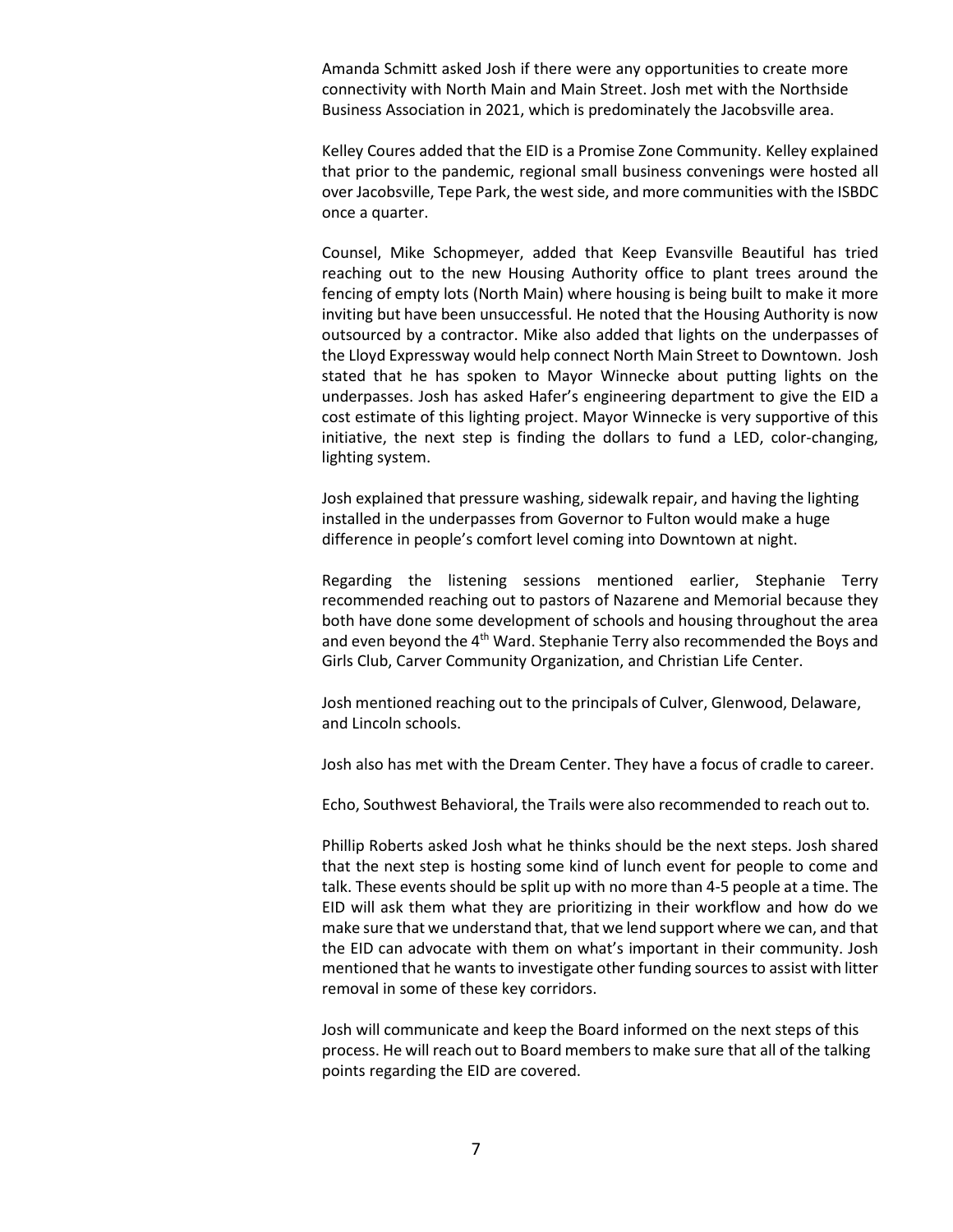Amanda Schmitt asked Josh if there were any opportunities to create more connectivity with North Main and Main Street. Josh met with the Northside Business Association in 2021, which is predominately the Jacobsville area.

Kelley Coures added that the EID is a Promise Zone Community. Kelley explained that prior to the pandemic, regional small business convenings were hosted all over Jacobsville, Tepe Park, the west side, and more communities with the ISBDC once a quarter.

Counsel, Mike Schopmeyer, added that Keep Evansville Beautiful has tried reaching out to the new Housing Authority office to plant trees around the fencing of empty lots (North Main) where housing is being built to make it more inviting but have been unsuccessful. He noted that the Housing Authority is now outsourced by a contractor. Mike also added that lights on the underpasses of the Lloyd Expressway would help connect North Main Street to Downtown. Josh stated that he has spoken to Mayor Winnecke about putting lights on the underpasses. Josh has asked Hafer's engineering department to give the EID a cost estimate of this lighting project. Mayor Winnecke is very supportive of this initiative, the next step is finding the dollars to fund a LED, color-changing, lighting system.

Josh explained that pressure washing, sidewalk repair, and having the lighting installed in the underpasses from Governor to Fulton would make a huge difference in people's comfort level coming into Downtown at night.

Regarding the listening sessions mentioned earlier, Stephanie Terry recommended reaching out to pastors of Nazarene and Memorial because they both have done some development of schools and housing throughout the area and even beyond the 4th Ward. Stephanie Terry also recommended the Boys and Girls Club, Carver Community Organization, and Christian Life Center.

Josh mentioned reaching out to the principals of Culver, Glenwood, Delaware, and Lincoln schools.

Josh also has met with the Dream Center. They have a focus of cradle to career.

Echo, Southwest Behavioral, the Trails were also recommended to reach out to.

Phillip Roberts asked Josh what he thinks should be the next steps. Josh shared that the next step is hosting some kind of lunch event for people to come and talk. These events should be split up with no more than 4-5 people at a time. The EID will ask them what they are prioritizing in their workflow and how do we make sure that we understand that, that we lend support where we can, and that the EID can advocate with them on what's important in their community. Josh mentioned that he wants to investigate other funding sources to assist with litter removal in some of these key corridors.

Josh will communicate and keep the Board informed on the next steps of this process. He will reach out to Board members to make sure that all of the talking points regarding the EID are covered.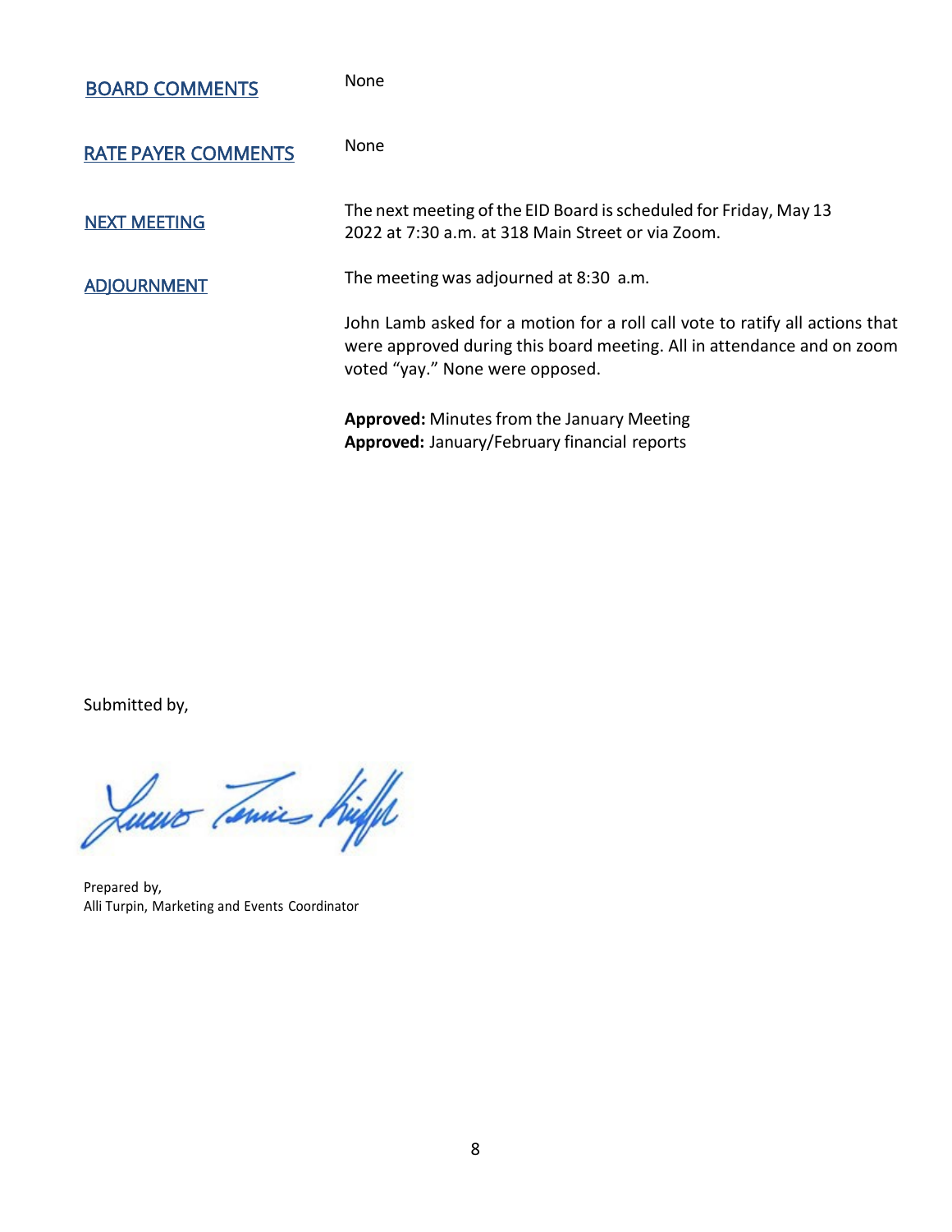**BOARD COMMENTS**

None

**RATE PAYER COMMENTS**

None

**NEXT MEETING**

The next meeting of the EID Board is scheduled for Friday, May 13 2022 at 7:30 a.m. at 318 Main Street or via Zoom.

**ADJOURNMENT**

The meeting was adjourned at 8:30 a.m.

John Lamb asked for a motion for a roll call vote to ratify all actions that were approved during this board meeting. All in attendance and on zoom voted "yay." None were opposed.

**Approved:** Minutes from the January Meeting
**Approved:** January/February financial reports

Submitted by,

Prepared by,
Alli Turpin, Marketing and Events Coordinator